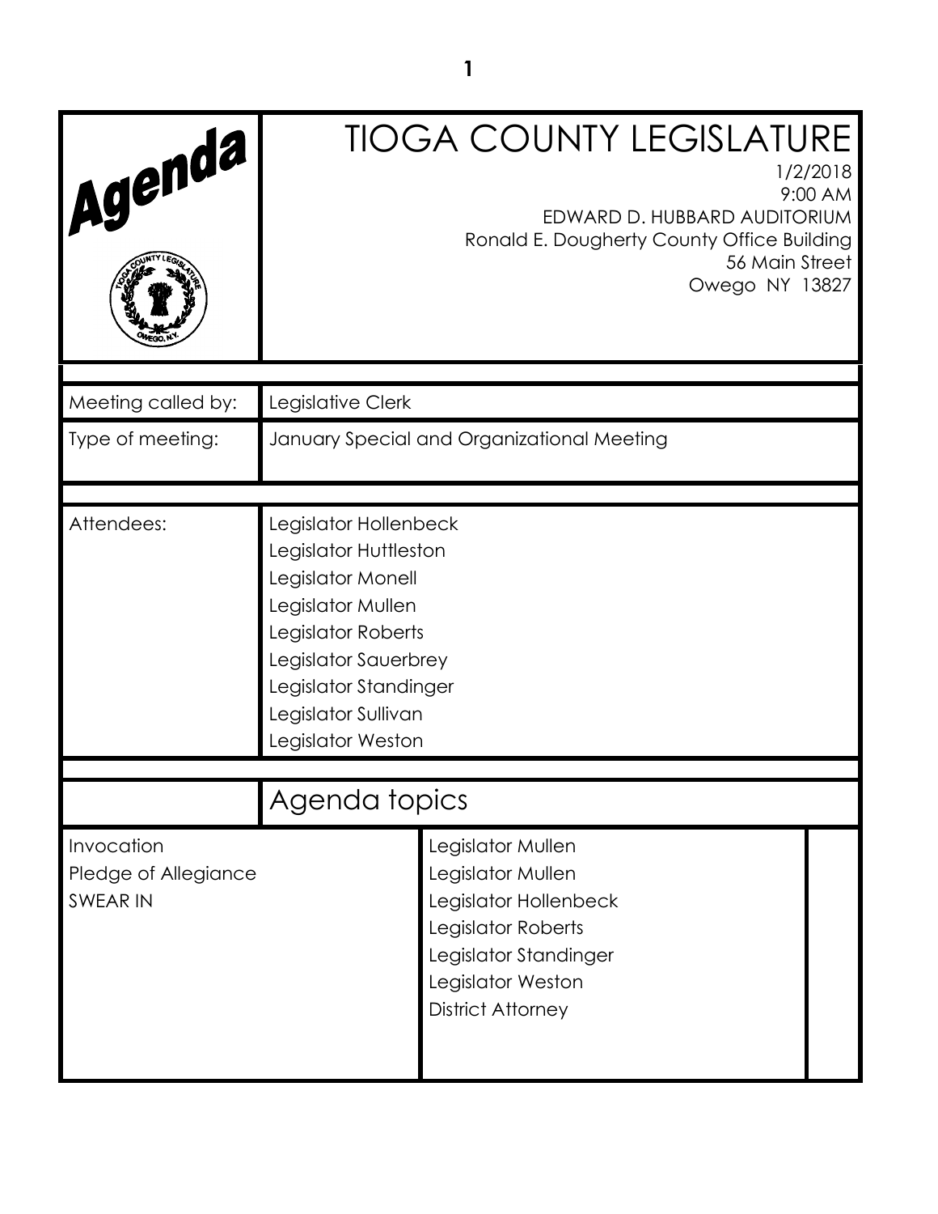# TIOGA COUNTY LEGISLATURE

1/2/2018
9:00 AM
EDWARD D. HUBBARD AUDITORIUM
Ronald E. Dougherty County Office Building
56 Main Street
Owego NY 13827

| | |
|---|---|
| Meeting called by: | Legislative Clerk |
| Type of meeting: | January Special and Organizational Meeting |
| Attendees: | Legislator Hollenbeck<br>Legislator Huttleston<br>Legislator Monell<br>Legislator Mullen<br>Legislator Roberts<br>Legislator Sauerbrey<br>Legislator Standinger<br>Legislator Sullivan<br>Legislator Weston |

## Agenda topics

| | | |
|---|---|---|
| Invocation | Legislator Mullen | |
| Pledge of Allegiance | Legislator Mullen | |
| SWEAR IN | Legislator Hollenbeck<br>Legislator Roberts<br>Legislator Standinger<br>Legislator Weston<br>District Attorney | |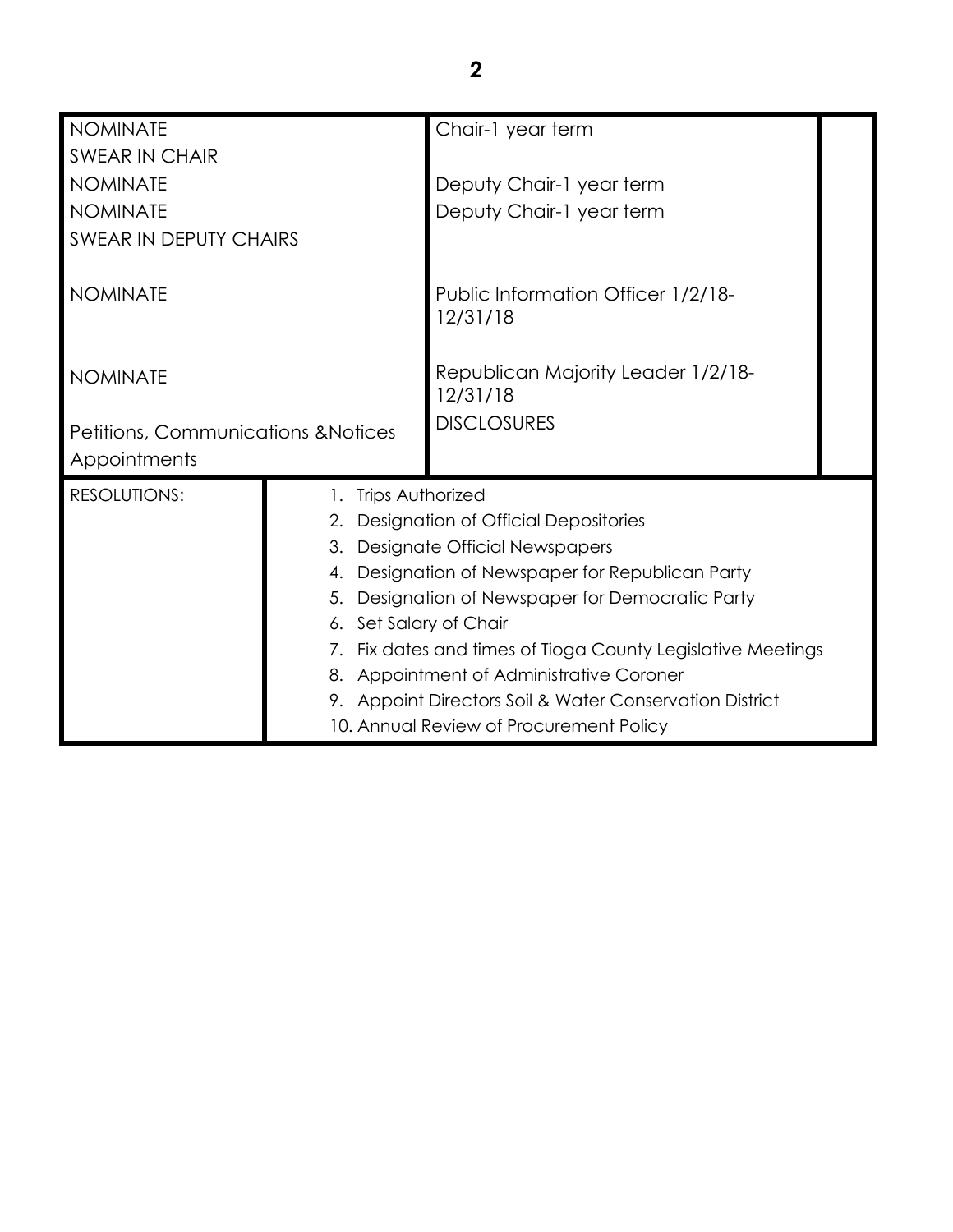| | |
|---|---|
| NOMINATE | Chair-1 year term |
| SWEAR IN CHAIR | |
| NOMINATE | Deputy Chair-1 year term |
| NOMINATE | Deputy Chair-1 year term |
| SWEAR IN DEPUTY CHAIRS | |
| NOMINATE | Public Information Officer 1/2/18-12/31/18 |
| NOMINATE | Republican Majority Leader 1/2/18-12/31/18 |
| Petitions, Communications &Notices | DISCLOSURES |
| Appointments | |

| RESOLUTIONS: | |
|---|---|
| | 1. Trips Authorized |
| | 2. Designation of Official Depositories |
| | 3. Designate Official Newspapers |
| | 4. Designation of Newspaper for Republican Party |
| | 5. Designation of Newspaper for Democratic Party |
| | 6. Set Salary of Chair |
| | 7. Fix dates and times of Tioga County Legislative Meetings |
| | 8. Appointment of Administrative Coroner |
| | 9. Appoint Directors Soil & Water Conservation District |
| | 10. Annual Review of Procurement Policy |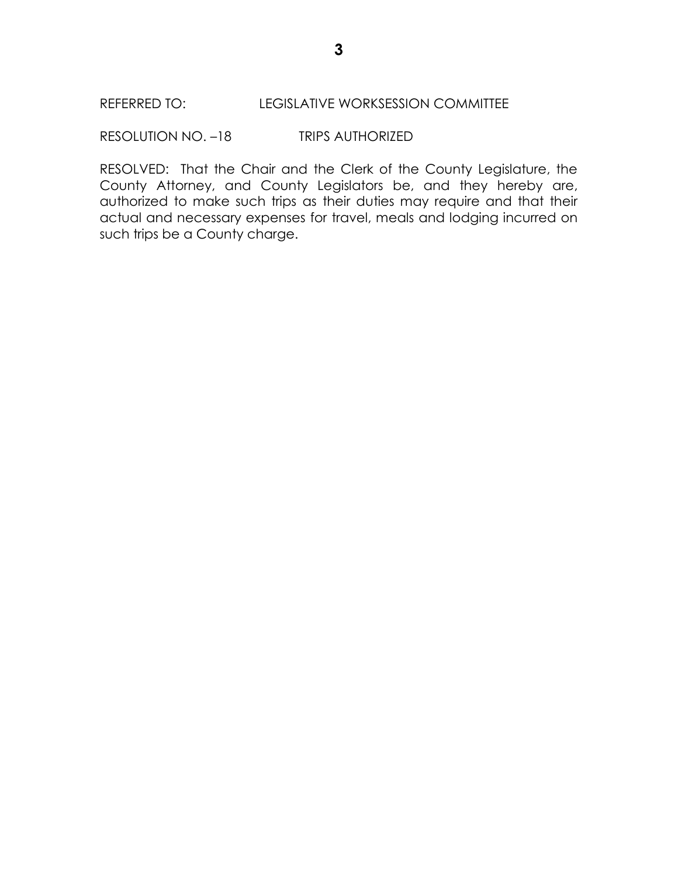REFERRED TO: LEGISLATIVE WORKSESSION COMMITTEE

RESOLUTION NO. –18 TRIPS AUTHORIZED

RESOLVED: That the Chair and the Clerk of the County Legislature, the County Attorney, and County Legislators be, and they hereby are, authorized to make such trips as their duties may require and that their actual and necessary expenses for travel, meals and lodging incurred on such trips be a County charge.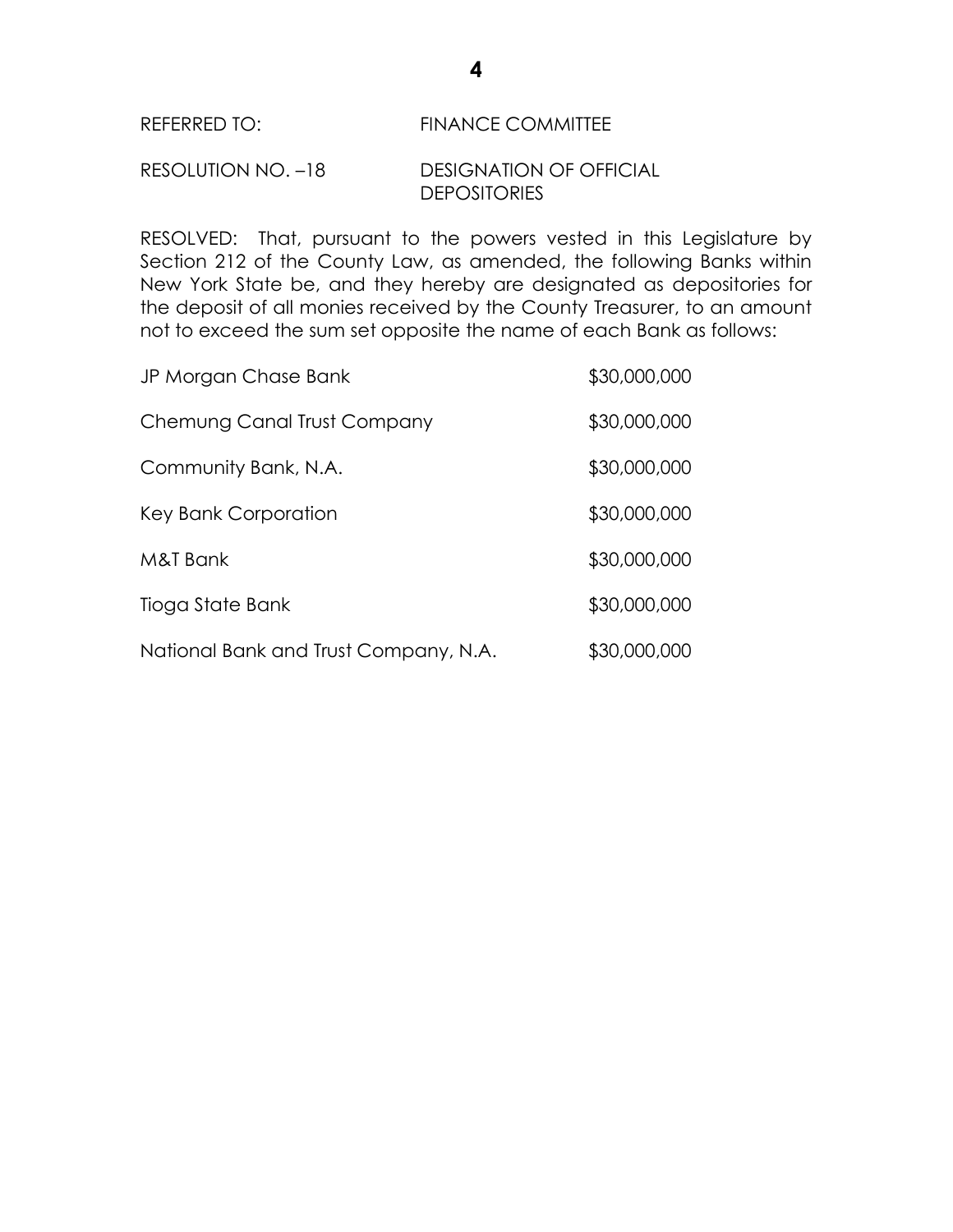REFERRED TO: FINANCE COMMITTEE

RESOLUTION NO. –18 DESIGNATION OF OFFICIAL DEPOSITORIES

RESOLVED: That, pursuant to the powers vested in this Legislature by Section 212 of the County Law, as amended, the following Banks within New York State be, and they hereby are designated as depositories for the deposit of all monies received by the County Treasurer, to an amount not to exceed the sum set opposite the name of each Bank as follows:

| | |
|---|---|
| JP Morgan Chase Bank | $30,000,000 |
| Chemung Canal Trust Company | $30,000,000 |
| Community Bank, N.A. | $30,000,000 |
| Key Bank Corporation | $30,000,000 |
| M&T Bank | $30,000,000 |
| Tioga State Bank | $30,000,000 |
| National Bank and Trust Company, N.A. | $30,000,000 |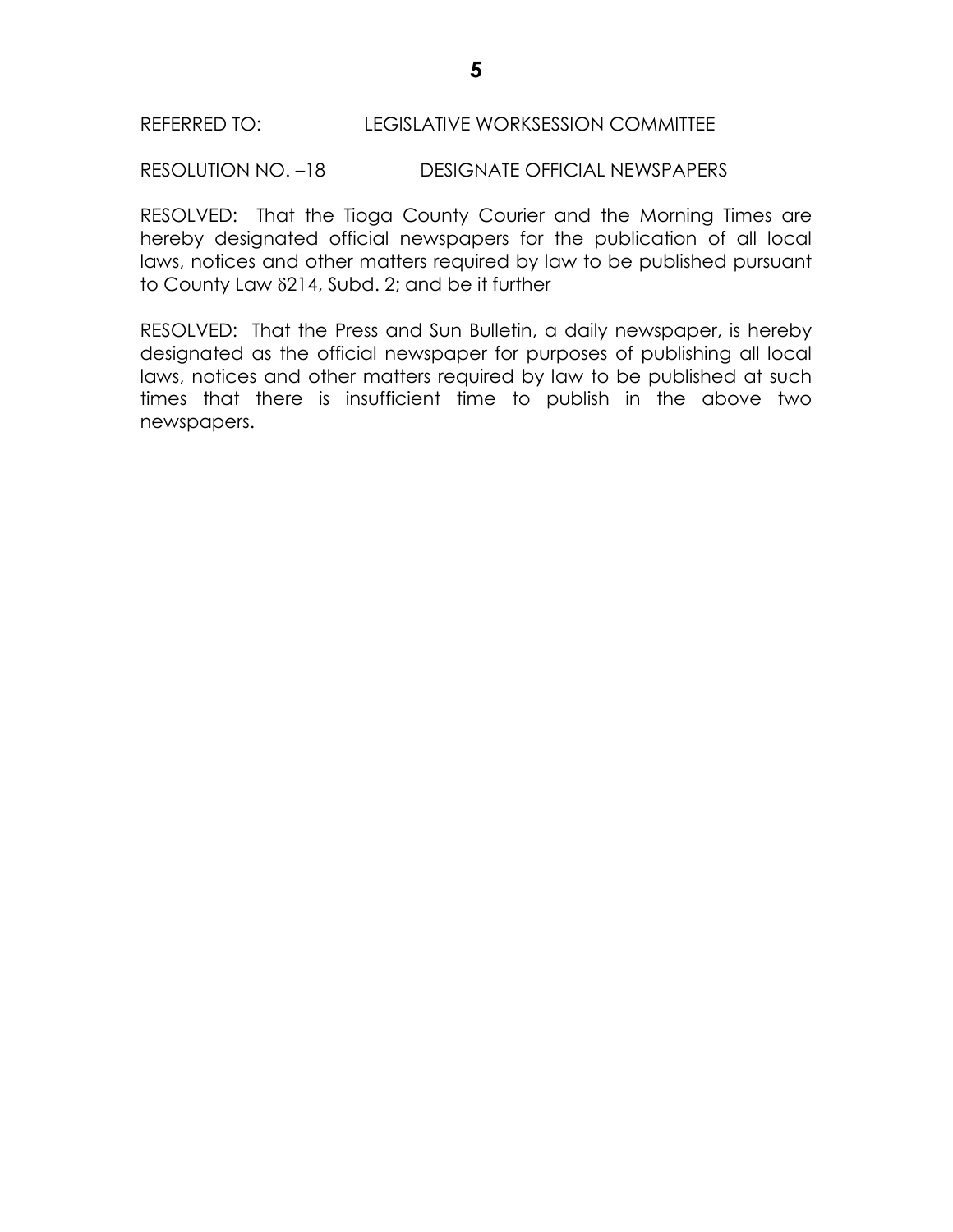REFERRED TO: LEGISLATIVE WORKSESSION COMMITTEE

RESOLUTION NO. –18 DESIGNATE OFFICIAL NEWSPAPERS

RESOLVED: That the Tioga County Courier and the Morning Times are hereby designated official newspapers for the publication of all local laws, notices and other matters required by law to be published pursuant to County Law δ214, Subd. 2; and be it further

RESOLVED: That the Press and Sun Bulletin, a daily newspaper, is hereby designated as the official newspaper for purposes of publishing all local laws, notices and other matters required by law to be published at such times that there is insufficient time to publish in the above two newspapers.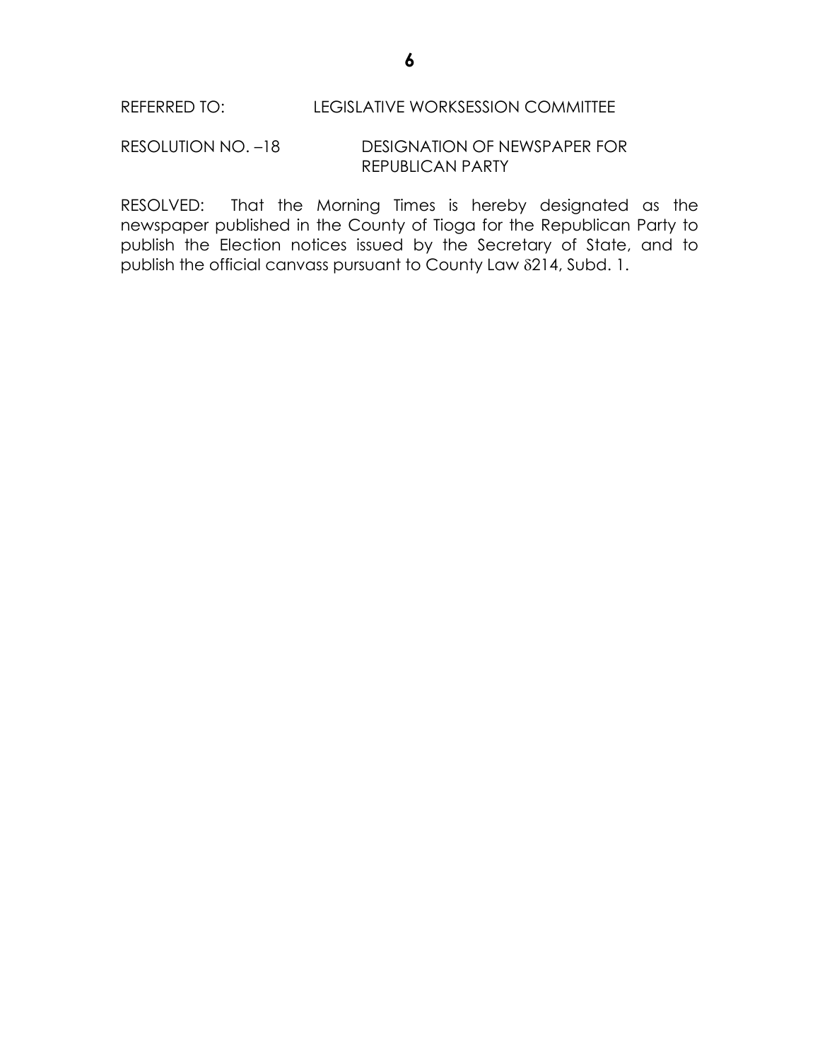REFERRED TO: LEGISLATIVE WORKSESSION COMMITTEE

RESOLUTION NO. –18 DESIGNATION OF NEWSPAPER FOR REPUBLICAN PARTY

RESOLVED: That the Morning Times is hereby designated as the newspaper published in the County of Tioga for the Republican Party to publish the Election notices issued by the Secretary of State, and to publish the official canvass pursuant to County Law $\delta$214, Subd. 1.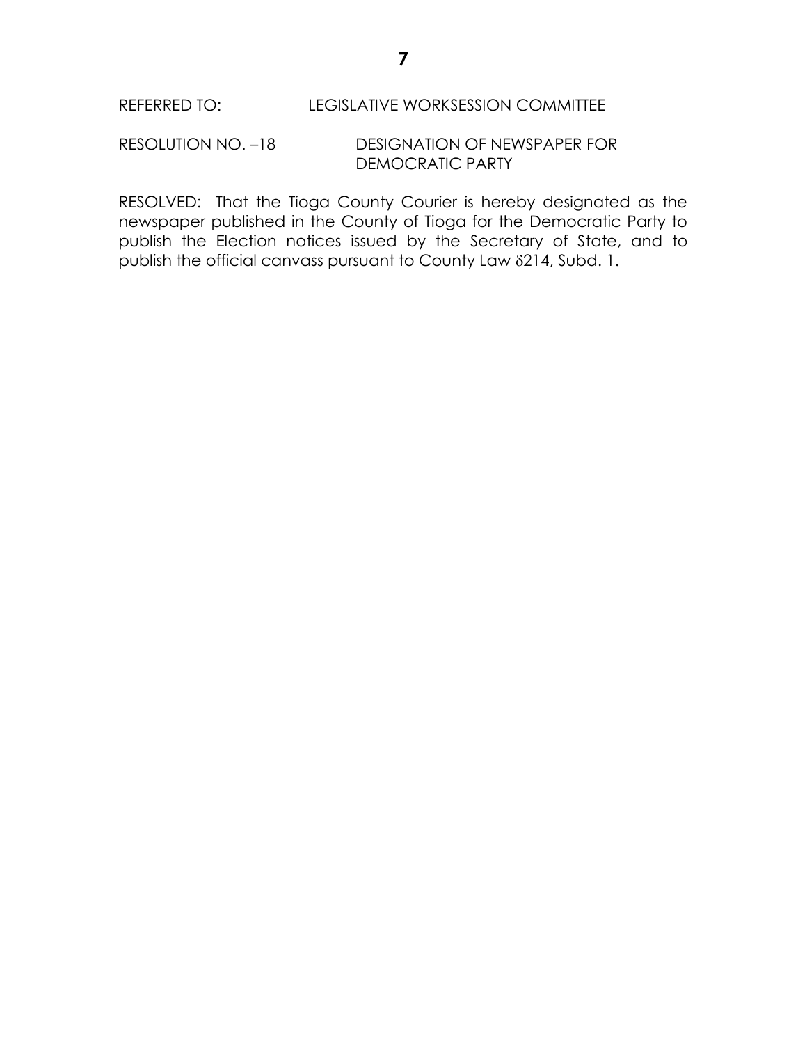REFERRED TO: LEGISLATIVE WORKSESSION COMMITTEE

RESOLUTION NO. –18 DESIGNATION OF NEWSPAPER FOR DEMOCRATIC PARTY

RESOLVED: That the Tioga County Courier is hereby designated as the newspaper published in the County of Tioga for the Democratic Party to publish the Election notices issued by the Secretary of State, and to publish the official canvass pursuant to County Law δ214, Subd. 1.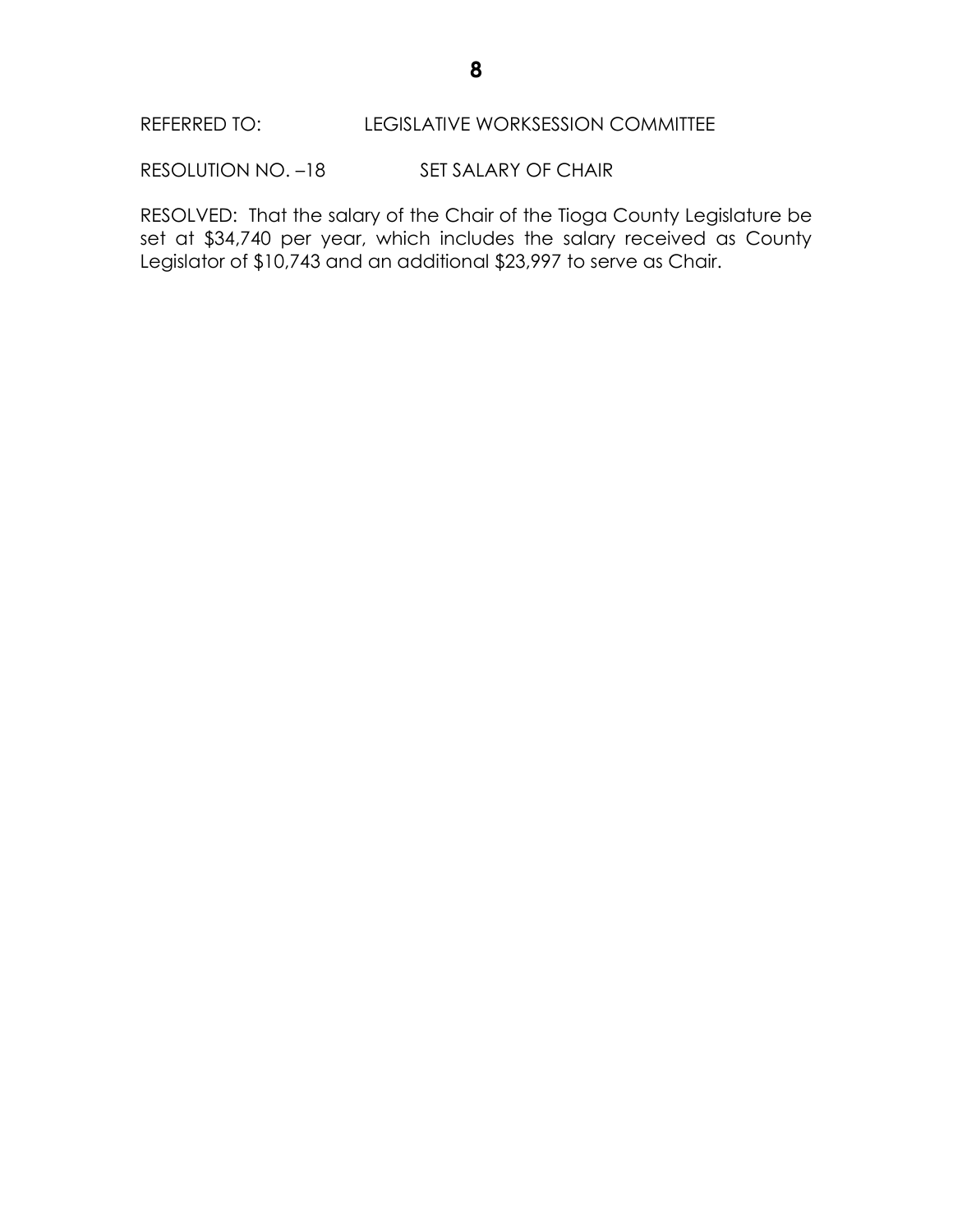REFERRED TO: LEGISLATIVE WORKSESSION COMMITTEE

RESOLUTION NO. –18 SET SALARY OF CHAIR

RESOLVED: That the salary of the Chair of the Tioga County Legislature be set at $34,740 per year, which includes the salary received as County Legislator of $10,743 and an additional $23,997 to serve as Chair.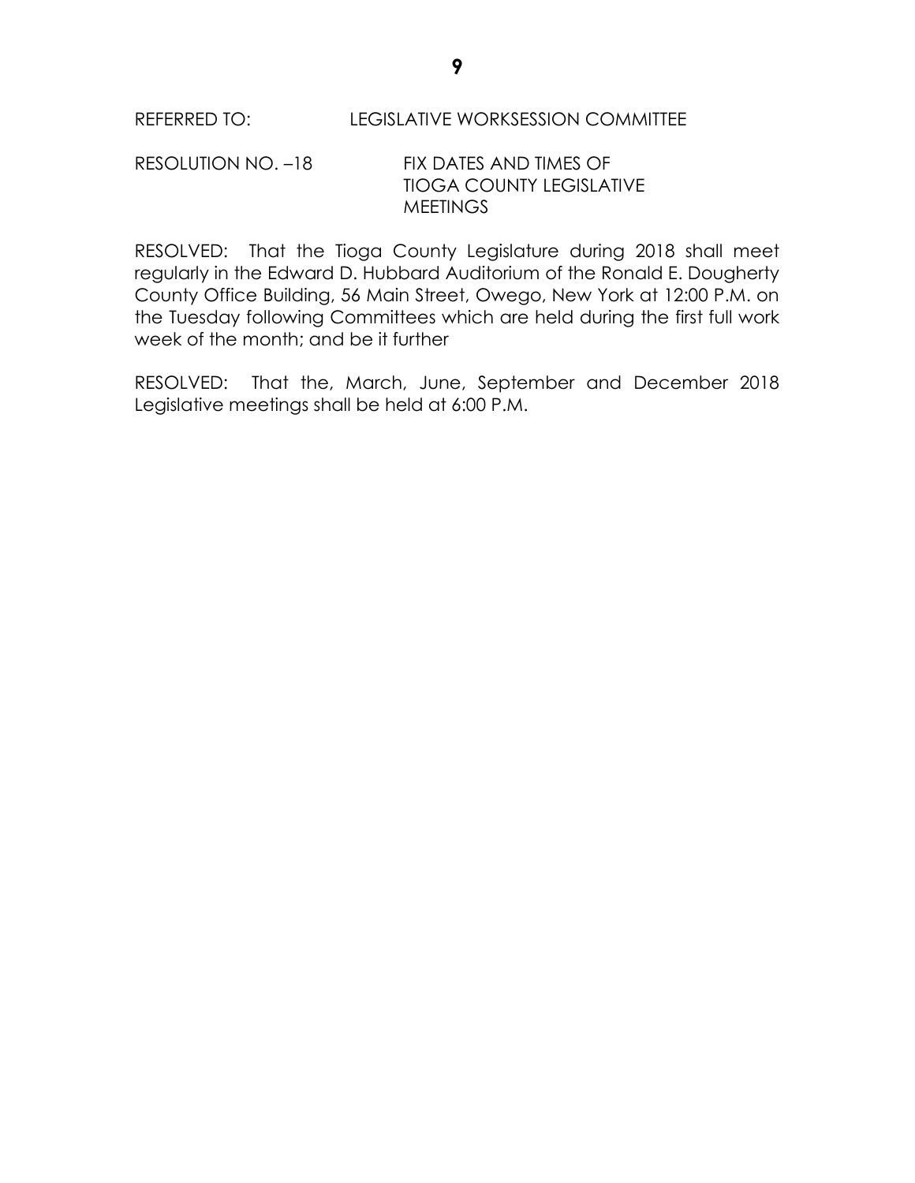REFERRED TO: LEGISLATIVE WORKSESSION COMMITTEE

RESOLUTION NO. –18 FIX DATES AND TIMES OF TIOGA COUNTY LEGISLATIVE MEETINGS

RESOLVED: That the Tioga County Legislature during 2018 shall meet regularly in the Edward D. Hubbard Auditorium of the Ronald E. Dougherty County Office Building, 56 Main Street, Owego, New York at 12:00 P.M. on the Tuesday following Committees which are held during the first full work week of the month; and be it further

RESOLVED: That the, March, June, September and December 2018 Legislative meetings shall be held at 6:00 P.M.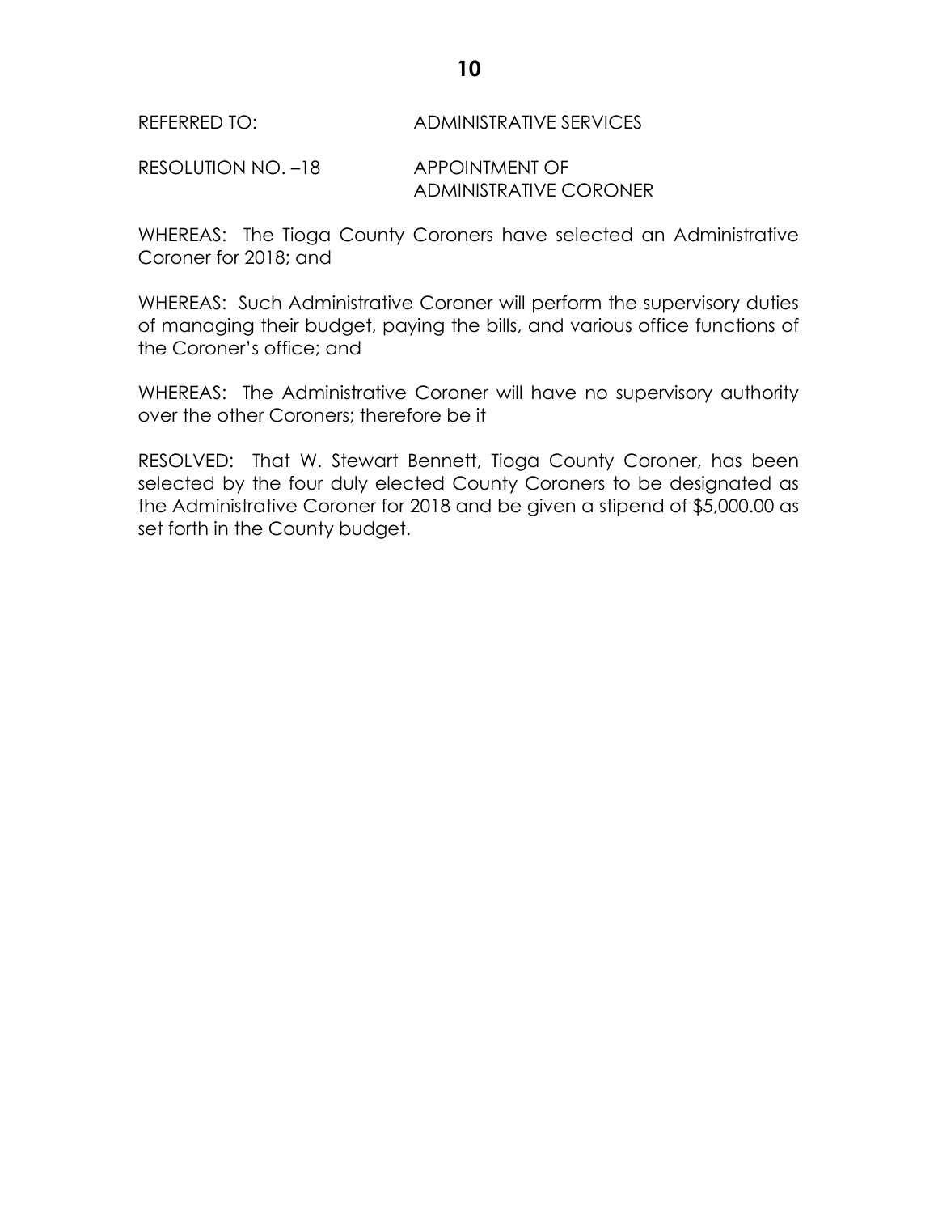REFERRED TO: ADMINISTRATIVE SERVICES

RESOLUTION NO. –18 APPOINTMENT OF ADMINISTRATIVE CORONER

WHEREAS: The Tioga County Coroners have selected an Administrative Coroner for 2018; and

WHEREAS: Such Administrative Coroner will perform the supervisory duties of managing their budget, paying the bills, and various office functions of the Coroner's office; and

WHEREAS: The Administrative Coroner will have no supervisory authority over the other Coroners; therefore be it

RESOLVED: That W. Stewart Bennett, Tioga County Coroner, has been selected by the four duly elected County Coroners to be designated as the Administrative Coroner for 2018 and be given a stipend of $5,000.00 as set forth in the County budget.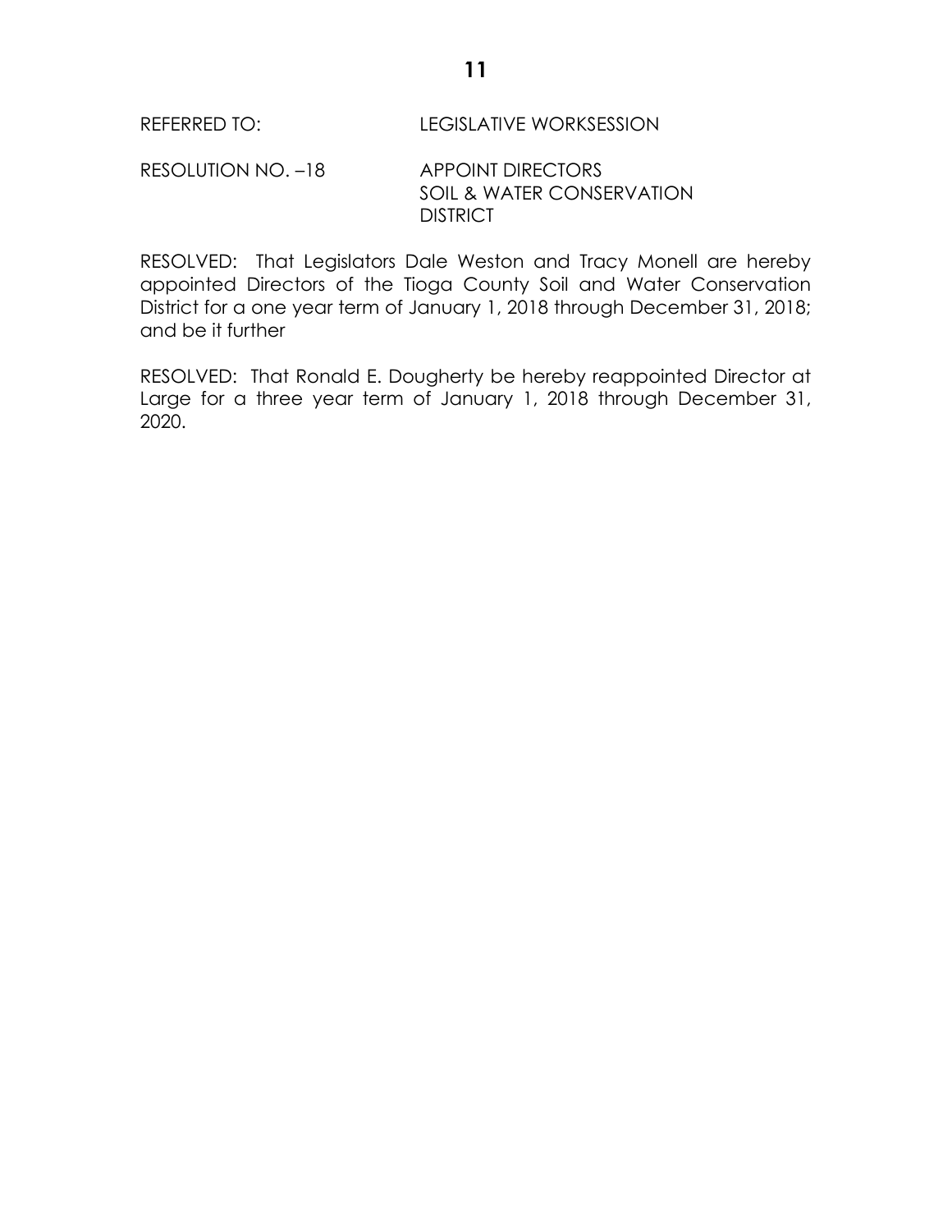REFERRED TO: LEGISLATIVE WORKSESSION

RESOLUTION NO. –18 APPOINT DIRECTORS SOIL & WATER CONSERVATION DISTRICT

RESOLVED: That Legislators Dale Weston and Tracy Monell are hereby appointed Directors of the Tioga County Soil and Water Conservation District for a one year term of January 1, 2018 through December 31, 2018; and be it further

RESOLVED: That Ronald E. Dougherty be hereby reappointed Director at Large for a three year term of January 1, 2018 through December 31, 2020.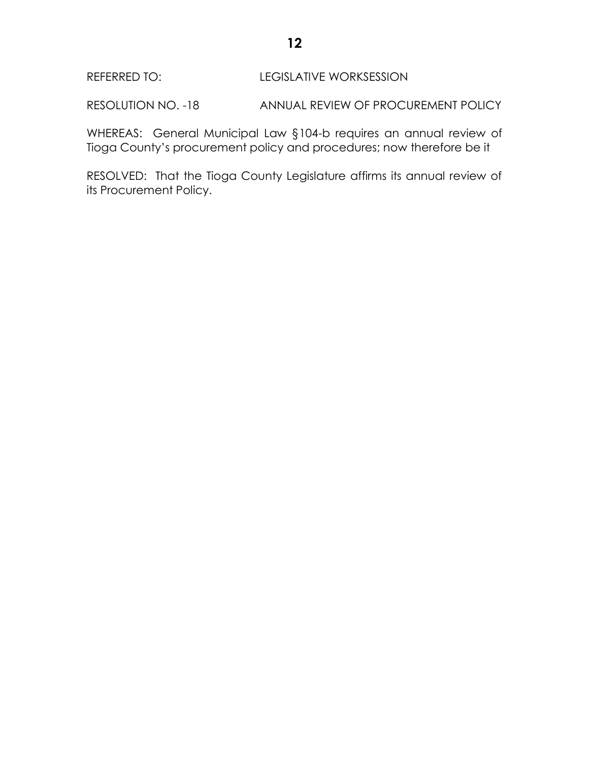REFERRED TO: LEGISLATIVE WORKSESSION

RESOLUTION NO. -18 ANNUAL REVIEW OF PROCUREMENT POLICY

WHEREAS: General Municipal Law §104-b requires an annual review of Tioga County's procurement policy and procedures; now therefore be it

RESOLVED: That the Tioga County Legislature affirms its annual review of its Procurement Policy.